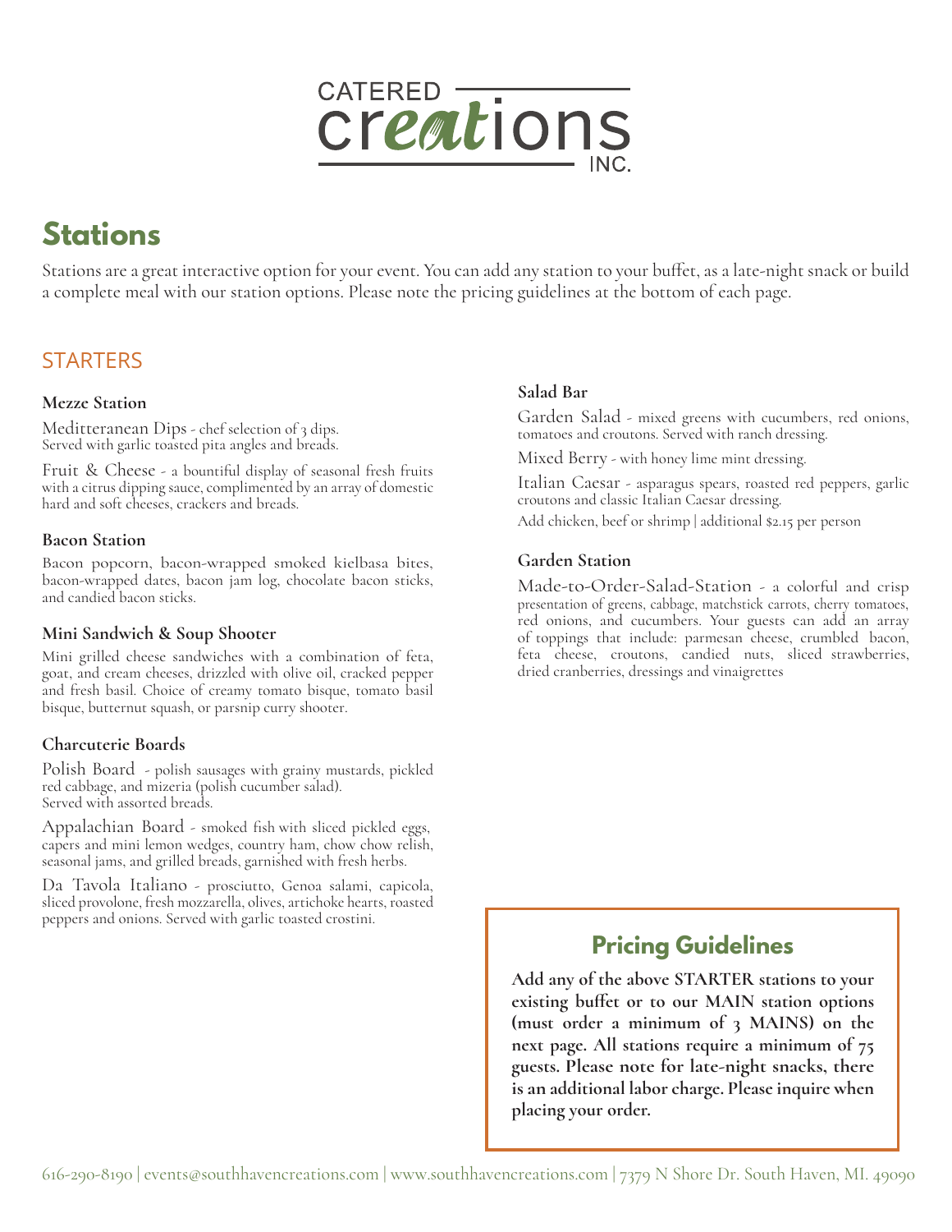# CATERED creations INC.

## Stations

Stations are a great interactive option for your event. You can add any station to your buffet, as a late-night snack or build a complete meal with our station options. Please note the pricing guidelines at the bottom of each page.

### STARTERS

**Mezze Station**

Meditteranean Dips - chef selection of 3 dips. Served with garlic toasted pita angles and breads.

Fruit & Cheese - a bountiful display of seasonal fresh fruits with a citrus dipping sauce, complimented by an array of domestic hard and soft cheeses, crackers and breads.

**Bacon Station**

Bacon popcorn, bacon-wrapped smoked kielbasa bites, bacon-wrapped dates, bacon jam log, chocolate bacon sticks, and candied bacon sticks.

**Mini Sandwich & Soup Shooter**

Mini grilled cheese sandwiches with a combination of feta, goat, and cream cheeses, drizzled with olive oil, cracked pepper and fresh basil. Choice of creamy tomato bisque, tomato basil bisque, butternut squash, or parsnip curry shooter.

**Charcuterie Boards**

Polish Board - polish sausages with grainy mustards, pickled red cabbage, and mizeria (polish cucumber salad). Served with assorted breads.

Appalachian Board - smoked fish with sliced pickled eggs, capers and mini lemon wedges, country ham, chow chow relish, seasonal jams, and grilled breads, garnished with fresh herbs.

Da Tavola Italiano - prosciutto, Genoa salami, capicola, sliced provolone, fresh mozzarella, olives, artichoke hearts, roasted peppers and onions. Served with garlic toasted crostini.

**Salad Bar**

Garden Salad - mixed greens with cucumbers, red onions, tomatoes and croutons. Served with ranch dressing.

Mixed Berry - with honey lime mint dressing.

Italian Caesar - asparagus spears, roasted red peppers, garlic croutons and classic Italian Caesar dressing.

Add chicken, beef or shrimp | additional $2.15 per person

**Garden Station**

Made-to-Order-Salad-Station - a colorful and crisp presentation of greens, cabbage, matchstick carrots, cherry tomatoes, red onions, and cucumbers. Your guests can add an array of toppings that include: parmesan cheese, crumbled bacon, feta cheese, croutons, candied nuts, sliced strawberries, dried cranberries, dressings and vinaigrettes

### Pricing Guidelines

**Add any of the above STARTER stations to your existing buffet or to our MAIN station options (must order a minimum of 3 MAINS) on the next page. All stations require a minimum of 75 guests. Please note for late-night snacks, there is an additional labor charge. Please inquire when placing your order.**

616-290-8190 | events@southhavencreations.com | www.southhavencreations.com | 7379 N Shore Dr. South Haven, MI. 49090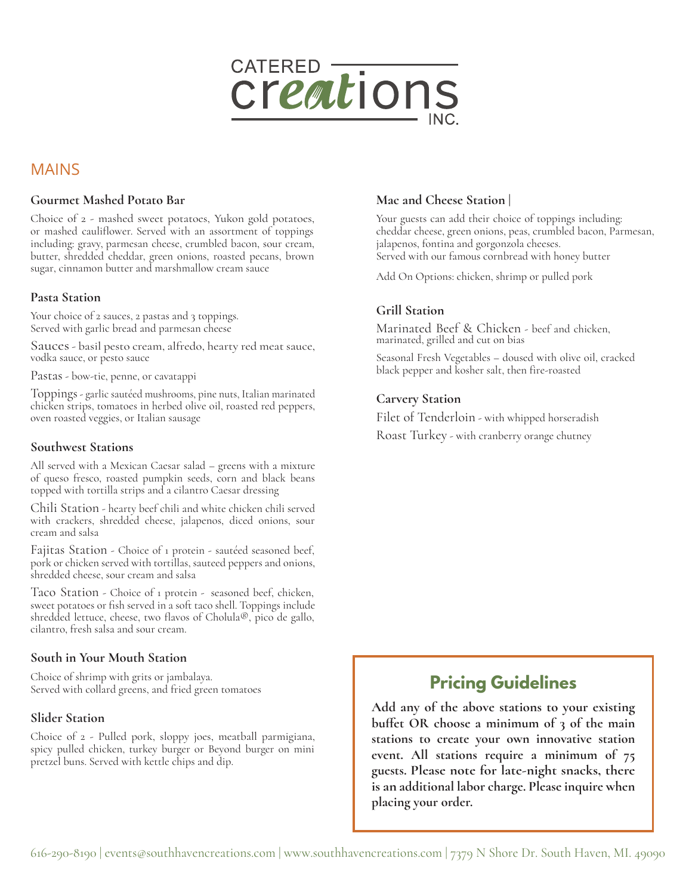# CATERED creations INC.

## MAINS

### Gourmet Mashed Potato Bar

Choice of 2 - mashed sweet potatoes, Yukon gold potatoes, or mashed cauliflower. Served with an assortment of toppings including: gravy, parmesan cheese, crumbled bacon, sour cream, butter, shredded cheddar, green onions, roasted pecans, brown sugar, cinnamon butter and marshmallow cream sauce

### Pasta Station

Your choice of 2 sauces, 2 pastas and 3 toppings.
Served with garlic bread and parmesan cheese

Sauces - basil pesto cream, alfredo, hearty red meat sauce, vodka sauce, or pesto sauce

Pastas - bow-tie, penne, or cavatappi

Toppings - garlic sautéed mushrooms, pine nuts, Italian marinated chicken strips, tomatoes in herbed olive oil, roasted red peppers, oven roasted veggies, or Italian sausage

### Southwest Stations

All served with a Mexican Caesar salad – greens with a mixture of queso fresco, roasted pumpkin seeds, corn and black beans topped with tortilla strips and a cilantro Caesar dressing

Chili Station - hearty beef chili and white chicken chili served with crackers, shredded cheese, jalapenos, diced onions, sour cream and salsa

Fajitas Station - Choice of 1 protein - sautéed seasoned beef, pork or chicken served with tortillas, sauteed peppers and onions, shredded cheese, sour cream and salsa

Taco Station - Choice of 1 protein - seasoned beef, chicken, sweet potatoes or fish served in a soft taco shell. Toppings include shredded lettuce, cheese, two flavos of Cholula®, pico de gallo, cilantro, fresh salsa and sour cream.

### South in Your Mouth Station

Choice of shrimp with grits or jambalaya.
Served with collard greens, and fried green tomatoes

### Slider Station

Choice of 2 - Pulled pork, sloppy joes, meatball parmigiana, spicy pulled chicken, turkey burger or Beyond burger on mini pretzel buns. Served with kettle chips and dip.

### Mac and Cheese Station |

Your guests can add their choice of toppings including: cheddar cheese, green onions, peas, crumbled bacon, Parmesan, jalapenos, fontina and gorgonzola cheeses.
Served with our famous cornbread with honey butter

Add On Options: chicken, shrimp or pulled pork

### Grill Station

Marinated Beef & Chicken - beef and chicken, marinated, grilled and cut on bias

Seasonal Fresh Vegetables – doused with olive oil, cracked black pepper and kosher salt, then fire-roasted

### Carvery Station

Filet of Tenderloin - with whipped horseradish

Roast Turkey - with cranberry orange chutney

## Pricing Guidelines

**Add any of the above stations to your existing buffet OR choose a minimum of 3 of the main stations to create your own innovative station event. All stations require a minimum of 75 guests. Please note for late-night snacks, there is an additional labor charge. Please inquire when placing your order.**

616-290-8190 | events@southhavencreations.com | www.southhavencreations.com | 7379 N Shore Dr. South Haven, MI. 49090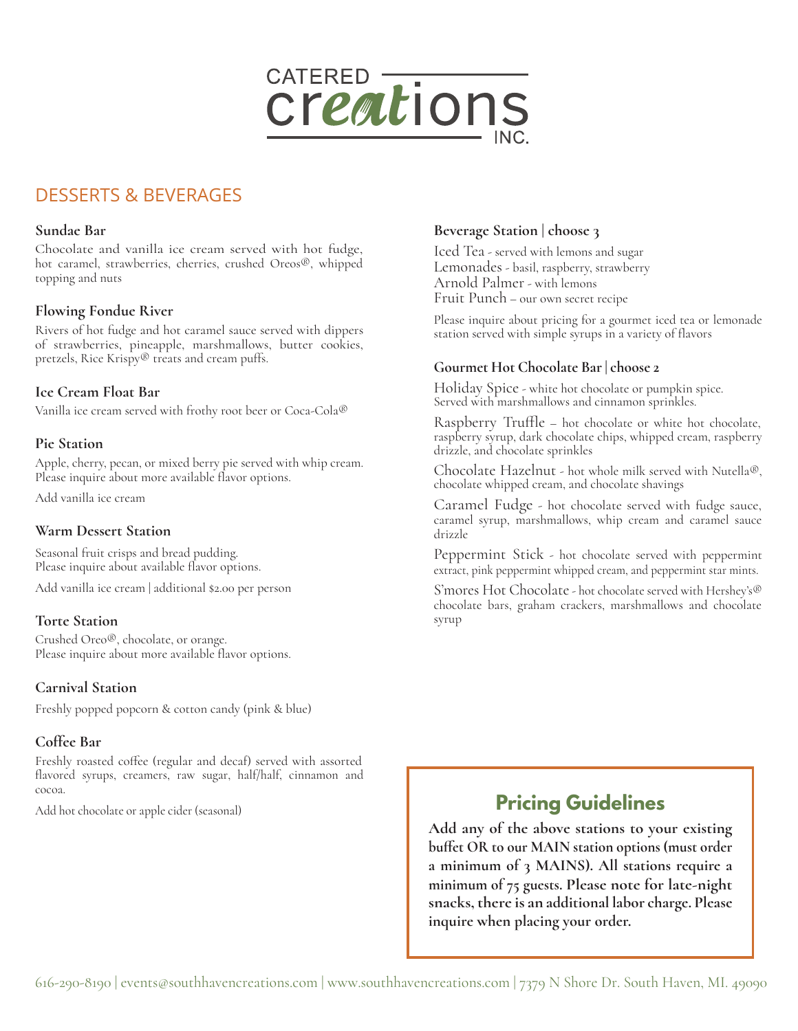# CATERED creations INC.

## DESSERTS & BEVERAGES

### Sundae Bar

Chocolate and vanilla ice cream served with hot fudge, hot caramel, strawberries, cherries, crushed Oreos®, whipped topping and nuts

### Flowing Fondue River

Rivers of hot fudge and hot caramel sauce served with dippers of strawberries, pineapple, marshmallows, butter cookies, pretzels, Rice Krispy® treats and cream puffs.

### Ice Cream Float Bar

Vanilla ice cream served with frothy root beer or Coca-Cola®

### Pie Station

Apple, cherry, pecan, or mixed berry pie served with whip cream. Please inquire about more available flavor options.

Add vanilla ice cream

### Warm Dessert Station

Seasonal fruit crisps and bread pudding.
Please inquire about available flavor options.

Add vanilla ice cream | additional $2.00 per person

### Torte Station

Crushed Oreo®, chocolate, or orange.
Please inquire about more available flavor options.

### Carnival Station

Freshly popped popcorn & cotton candy (pink & blue)

### Coffee Bar

Freshly roasted coffee (regular and decaf) served with assorted flavored syrups, creamers, raw sugar, half/half, cinnamon and cocoa.

Add hot chocolate or apple cider (seasonal)

### Beverage Station | choose 3

Iced Tea - served with lemons and sugar
Lemonades - basil, raspberry, strawberry
Arnold Palmer - with lemons
Fruit Punch – our own secret recipe

Please inquire about pricing for a gourmet iced tea or lemonade station served with simple syrups in a variety of flavors

### Gourmet Hot Chocolate Bar | choose 2

Holiday Spice - white hot chocolate or pumpkin spice. Served with marshmallows and cinnamon sprinkles.

Raspberry Truffle – hot chocolate or white hot chocolate, raspberry syrup, dark chocolate chips, whipped cream, raspberry drizzle, and chocolate sprinkles

Chocolate Hazelnut - hot whole milk served with Nutella®, chocolate whipped cream, and chocolate shavings

Caramel Fudge - hot chocolate served with fudge sauce, caramel syrup, marshmallows, whip cream and caramel sauce drizzle

Peppermint Stick - hot chocolate served with peppermint extract, pink peppermint whipped cream, and peppermint star mints.

S'mores Hot Chocolate - hot chocolate served with Hershey's® chocolate bars, graham crackers, marshmallows and chocolate syrup

## Pricing Guidelines

**Add any of the above stations to your existing buffet OR to our MAIN station options (must order a minimum of 3 MAINS). All stations require a minimum of 75 guests. Please note for late-night snacks, there is an additional labor charge. Please inquire when placing your order.**

616-290-8190 | events@southhavencreations.com | www.southhavencreations.com | 7379 N Shore Dr. South Haven, MI. 49090